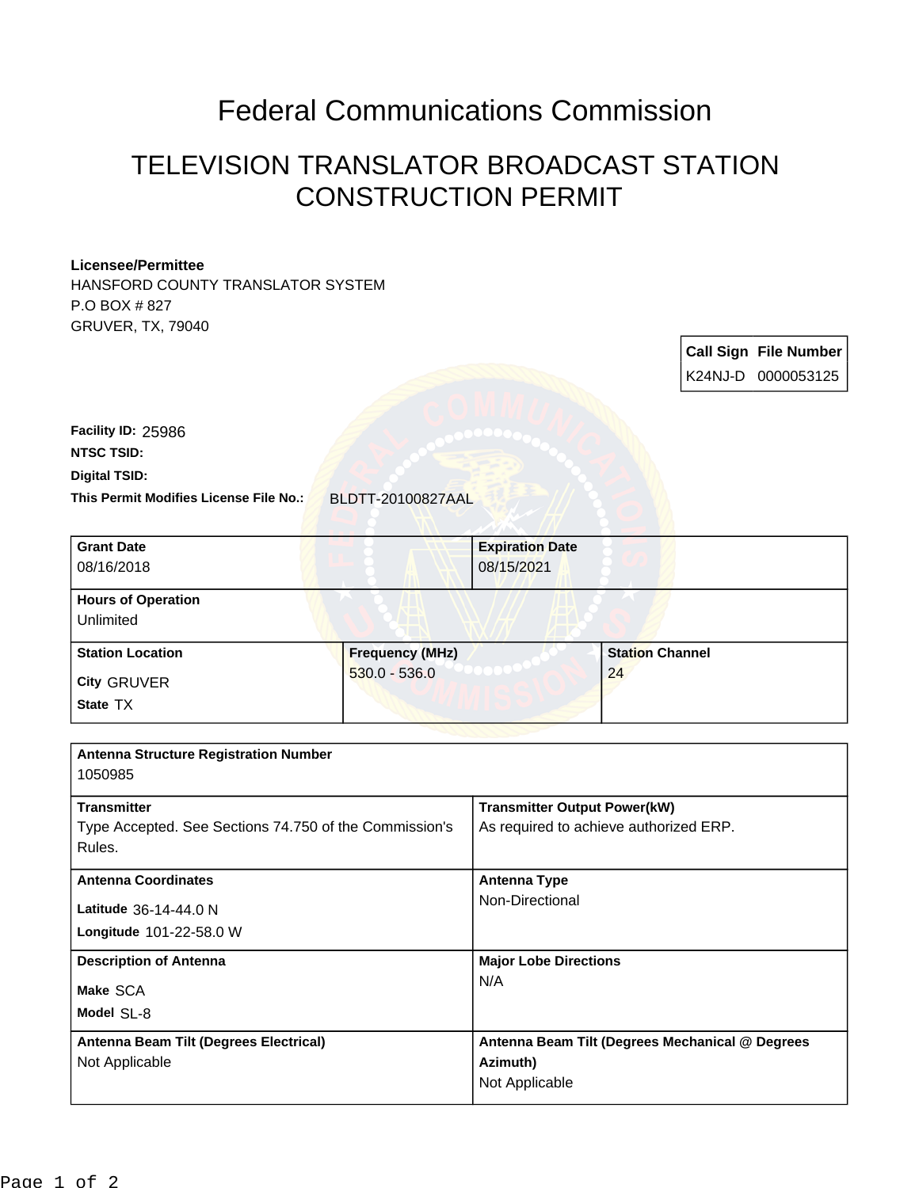# Federal Communications Commission

## TELEVISION TRANSLATOR BROADCAST STATION CONSTRUCTION PERMIT

**Licensee/Permittee**
HANSFORD COUNTY TRANSLATOR SYSTEM
P.O BOX # 827
GRUVER, TX, 79040

| Call Sign | File Number |
|---|---|
| K24NJ-D | 0000053125 |

**Facility ID:** 25986
**NTSC TSID:**
**Digital TSID:**
**This Permit Modifies License File No.:** BLDTT-20100827AAL

| Grant Date | Expiration Date |
|---|---|
| 08/16/2018 | 08/15/2021 |

| Hours of Operation |
|---|
| Unlimited |

| Station Location | Frequency (MHz) | Station Channel |
|---|---|---|
| City GRUVER<br>State TX | 530.0 - 536.0 | 24 |

| Antenna Structure Registration Number | |
|---|---|
| 1050985 | |
| **Transmitter**<br>Type Accepted. See Sections 74.750 of the Commission's Rules. | **Transmitter Output Power(kW)**<br>As required to achieve authorized ERP. |
| **Antenna Coordinates**<br>Latitude 36-14-44.0 N<br>Longitude 101-22-58.0 W | **Antenna Type**<br>Non-Directional |
| **Description of Antenna**<br>Make SCA<br>Model SL-8 | **Major Lobe Directions**<br>N/A |
| **Antenna Beam Tilt (Degrees Electrical)**<br>Not Applicable | **Antenna Beam Tilt (Degrees Mechanical @ Degrees Azimuth)**<br>Not Applicable |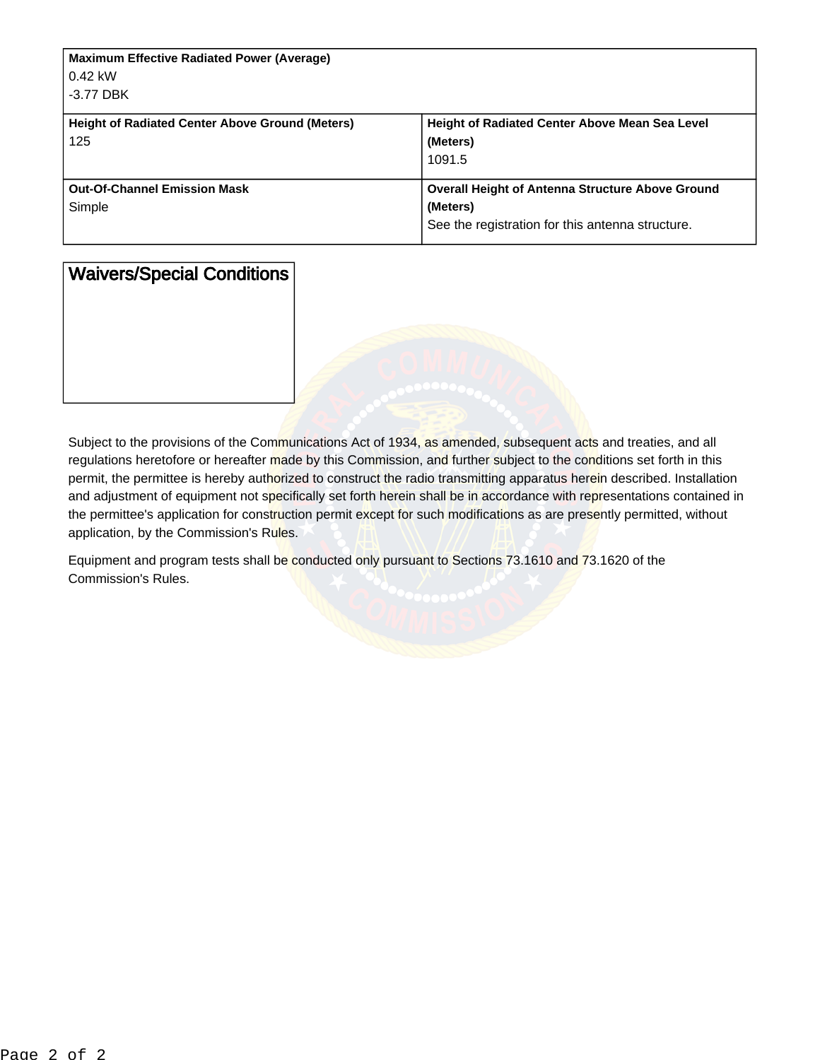| | |
|---|---|
| **Maximum Effective Radiated Power (Average)**<br>0.42 kW<br>-3.77 DBK | |
| **Height of Radiated Center Above Ground (Meters)**<br>125 | **Height of Radiated Center Above Mean Sea Level (Meters)**<br>1091.5 |
| **Out-Of-Channel Emission Mask**<br>Simple | **Overall Height of Antenna Structure Above Ground (Meters)**<br>See the registration for this antenna structure. |

## Waivers/Special Conditions

Subject to the provisions of the Communications Act of 1934, as amended, subsequent acts and treaties, and all regulations heretofore or hereafter made by this Commission, and further subject to the conditions set forth in this permit, the permittee is hereby authorized to construct the radio transmitting apparatus herein described. Installation and adjustment of equipment not specifically set forth herein shall be in accordance with representations contained in the permittee's application for construction permit except for such modifications as are presently permitted, without application, by the Commission's Rules.

Equipment and program tests shall be conducted only pursuant to Sections 73.1610 and 73.1620 of the Commission's Rules.